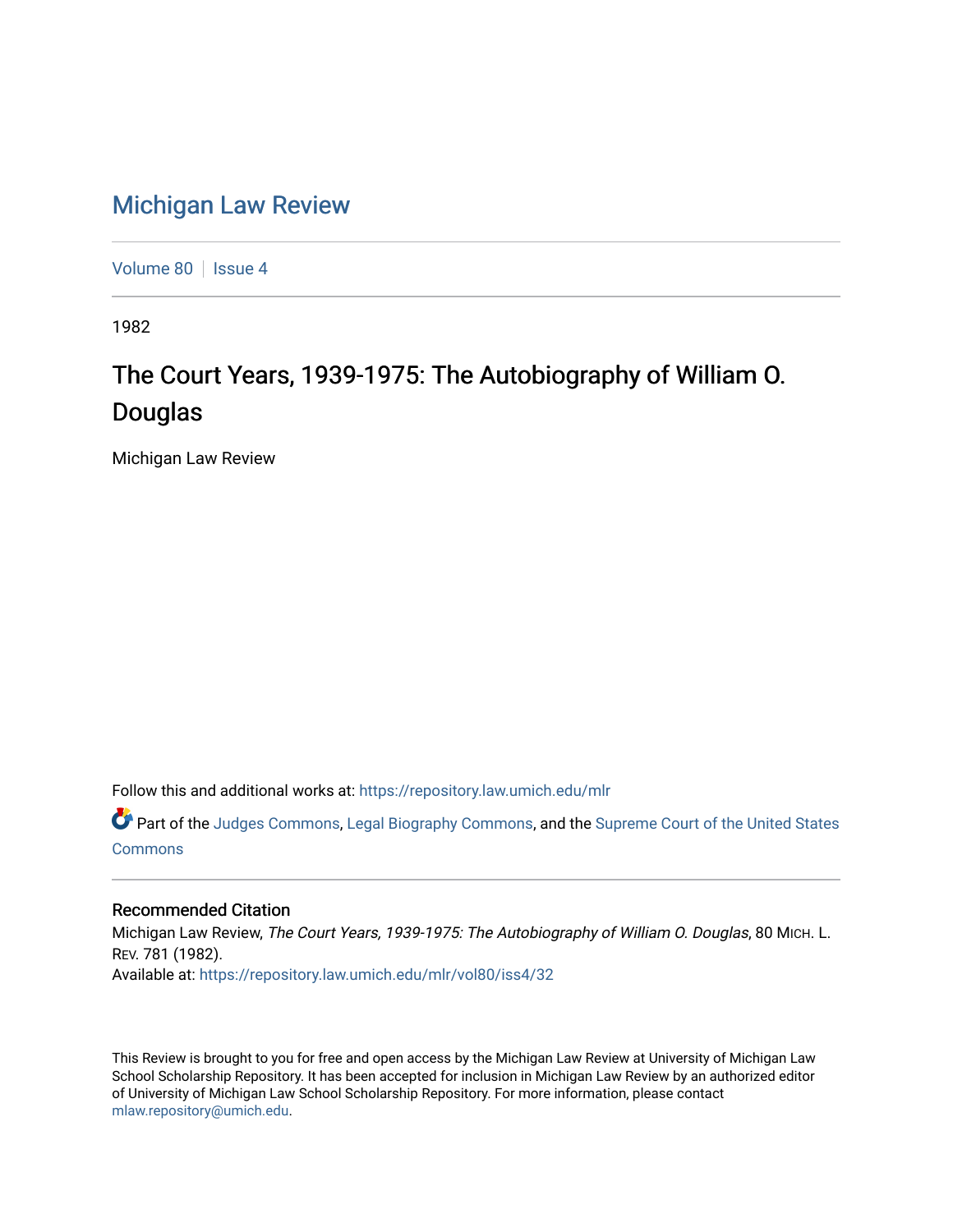# Michigan Law Review

Volume 80 | Issue 4

1982

## The Court Years, 1939-1975: The Autobiography of William O. Douglas

Michigan Law Review

Follow this and additional works at: https://repository.law.umich.edu/mlr

Part of the Judges Commons, Legal Biography Commons, and the Supreme Court of the United States Commons

### Recommended Citation

Michigan Law Review, *The Court Years, 1939-1975: The Autobiography of William O. Douglas*, 80 MICH. L. REV. 781 (1982).
Available at: https://repository.law.umich.edu/mlr/vol80/iss4/32

This Review is brought to you for free and open access by the Michigan Law Review at University of Michigan Law School Scholarship Repository. It has been accepted for inclusion in Michigan Law Review by an authorized editor of University of Michigan Law School Scholarship Repository. For more information, please contact mlaw.repository@umich.edu.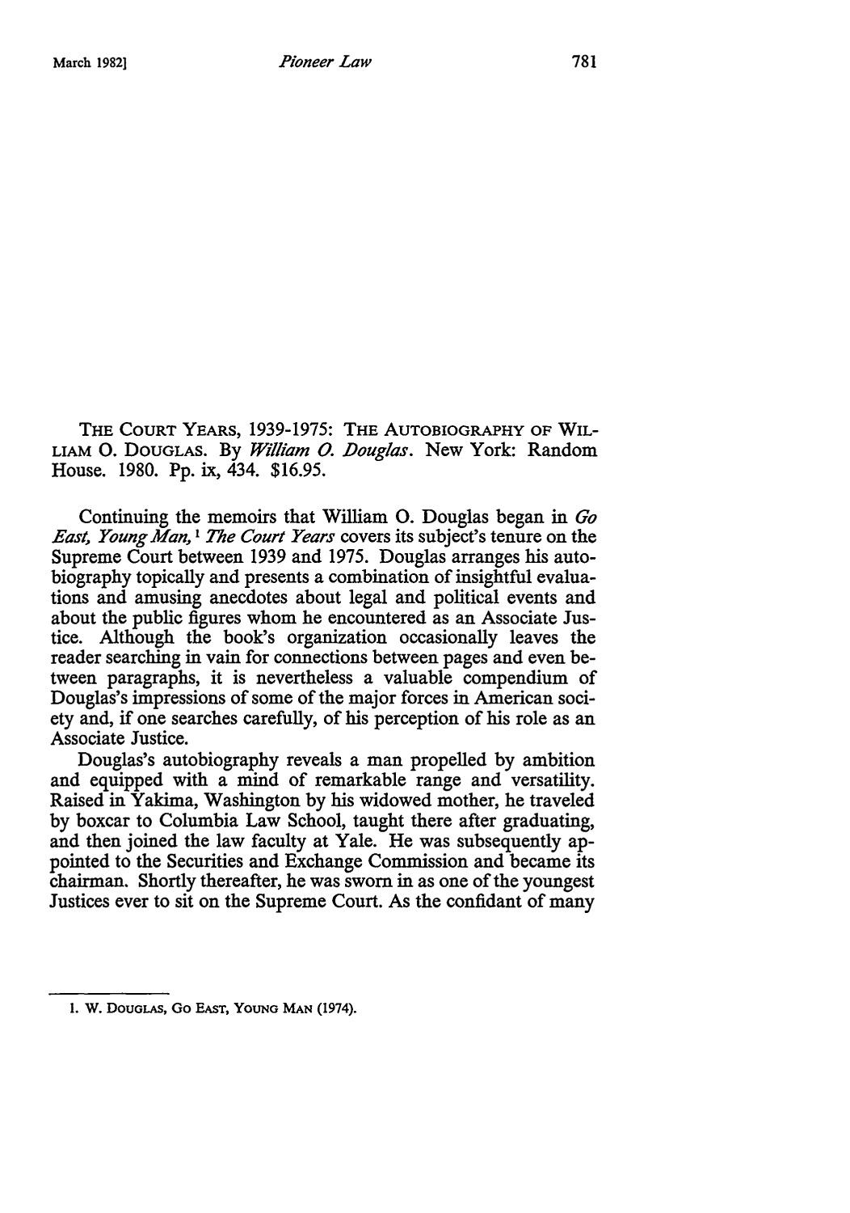THE COURT YEARS, 1939-1975: THE AUTOBIOGRAPHY OF WILLIAM O. DOUGLAS. By *William O. Douglas*. New York: Random House. 1980. Pp. ix, 434. $16.95.

Continuing the memoirs that William O. Douglas began in *Go East, Young Man*,[1] *The Court Years* covers its subject's tenure on the Supreme Court between 1939 and 1975. Douglas arranges his autobiography topically and presents a combination of insightful evaluations and amusing anecdotes about legal and political events and about the public figures whom he encountered as an Associate Justice. Although the book's organization occasionally leaves the reader searching in vain for connections between pages and even between paragraphs, it is nevertheless a valuable compendium of Douglas's impressions of some of the major forces in American society and, if one searches carefully, of his perception of his role as an Associate Justice.

Douglas's autobiography reveals a man propelled by ambition and equipped with a mind of remarkable range and versatility. Raised in Yakima, Washington by his widowed mother, he traveled by boxcar to Columbia Law School, taught there after graduating, and then joined the law faculty at Yale. He was subsequently appointed to the Securities and Exchange Commission and became its chairman. Shortly thereafter, he was sworn in as one of the youngest Justices ever to sit on the Supreme Court. As the confidant of many

1. W. DOUGLAS, GO EAST, YOUNG MAN (1974).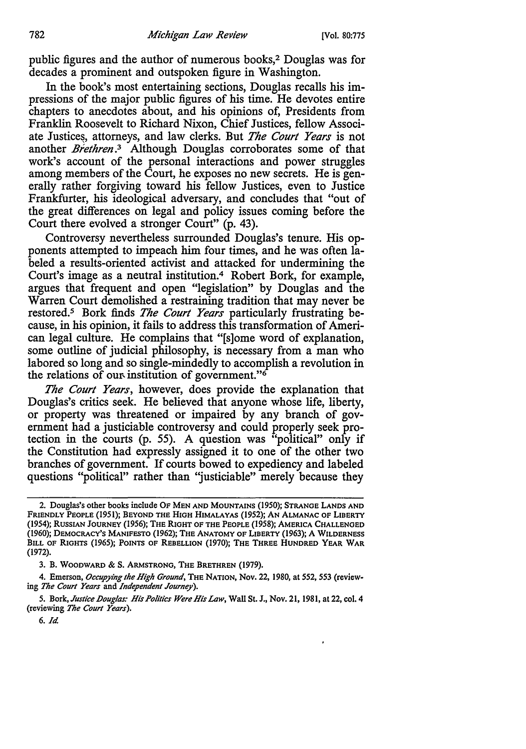public figures and the author of numerous books,[2] Douglas was for decades a prominent and outspoken figure in Washington.

In the book's most entertaining sections, Douglas recalls his impressions of the major public figures of his time. He devotes entire chapters to anecdotes about, and his opinions of, Presidents from Franklin Roosevelt to Richard Nixon, Chief Justices, fellow Associate Justices, attorneys, and law clerks. But *The Court Years* is not another *Brethren*.[3] Although Douglas corroborates some of that work's account of the personal interactions and power struggles among members of the Court, he exposes no new secrets. He is generally rather forgiving toward his fellow Justices, even to Justice Frankfurter, his ideological adversary, and concludes that "out of the great differences on legal and policy issues coming before the Court there evolved a stronger Court" (p. 43).

Controversy nevertheless surrounded Douglas's tenure. His opponents attempted to impeach him four times, and he was often labeled a results-oriented activist and attacked for undermining the Court's image as a neutral institution.[4] Robert Bork, for example, argues that frequent and open "legislation" by Douglas and the Warren Court demolished a restraining tradition that may never be restored.[5] Bork finds *The Court Years* particularly frustrating because, in his opinion, it fails to address this transformation of American legal culture. He complains that "[s]ome word of explanation, some outline of judicial philosophy, is necessary from a man who labored so long and so single-mindedly to accomplish a revolution in the relations of our institution of government."[6]

*The Court Years*, however, does provide the explanation that Douglas's critics seek. He believed that anyone whose life, liberty, or property was threatened or impaired by any branch of government had a justiciable controversy and could properly seek protection in the courts (p. 55). A question was "political" only if the Constitution had expressly assigned it to one of the other two branches of government. If courts bowed to expediency and labeled questions "political" rather than "justiciable" merely because they

---

2. Douglas's other books include OF MEN AND MOUNTAINS (1950); STRANGE LANDS AND FRIENDLY PEOPLE (1951); BEYOND THE HIGH HIMALAYAS (1952); AN ALMANAC OF LIBERTY (1954); RUSSIAN JOURNEY (1956); THE RIGHT OF THE PEOPLE (1958); AMERICA CHALLENGED (1960); DEMOCRACY'S MANIFESTO (1962); THE ANATOMY OF LIBERTY (1963); A WILDERNESS BILL OF RIGHTS (1965); POINTS OF REBELLION (1970); THE THREE HUNDRED YEAR WAR (1972).

3. B. WOODWARD & S. ARMSTRONG, THE BRETHREN (1979).

4. Emerson, *Occupying the High Ground*, THE NATION, Nov. 22, 1980, at 552, 553 (reviewing *The Court Years* and *Independent Journey*).

5. Bork, *Justice Douglas: His Politics Were His Law*, Wall St. J., Nov. 21, 1981, at 22, col. 4 (reviewing *The Court Years*).

6. *Id.*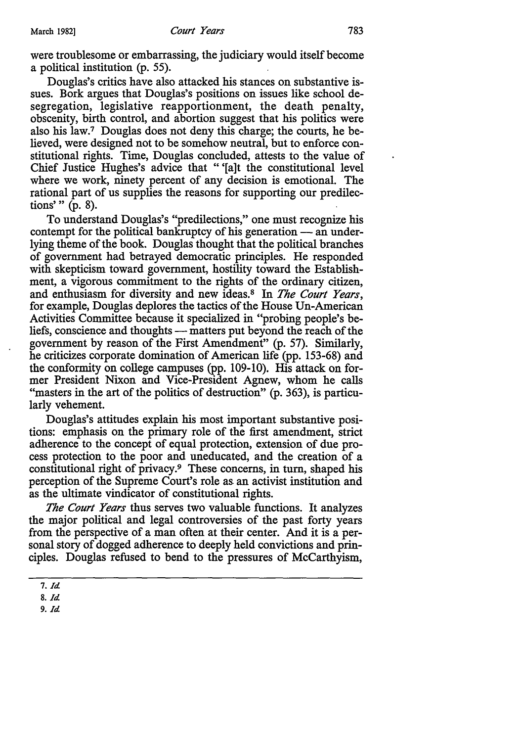were troublesome or embarrassing, the judiciary would itself become a political institution (p. 55).

Douglas's critics have also attacked his stances on substantive issues. Bork argues that Douglas's positions on issues like school desegregation, legislative reapportionment, the death penalty, obscenity, birth control, and abortion suggest that his politics were also his law.[7] Douglas does not deny this charge; the courts, he believed, were designed not to be somehow neutral, but to enforce constitutional rights. Time, Douglas concluded, attests to the value of Chief Justice Hughes's advice that " '[a]t the constitutional level where we work, ninety percent of any decision is emotional. The rational part of us supplies the reasons for supporting our predilections' " (p. 8).

To understand Douglas's "predilections," one must recognize his contempt for the political bankruptcy of his generation — an underlying theme of the book. Douglas thought that the political branches of government had betrayed democratic principles. He responded with skepticism toward government, hostility toward the Establishment, a vigorous commitment to the rights of the ordinary citizen, and enthusiasm for diversity and new ideas.[8] In *The Court Years*, for example, Douglas deplores the tactics of the House Un-American Activities Committee because it specialized in "probing people's beliefs, conscience and thoughts — matters put beyond the reach of the government by reason of the First Amendment" (p. 57). Similarly, he criticizes corporate domination of American life (pp. 153-68) and the conformity on college campuses (pp. 109-10). His attack on former President Nixon and Vice-President Agnew, whom he calls "masters in the art of the politics of destruction" (p. 363), is particularly vehement.

Douglas's attitudes explain his most important substantive positions: emphasis on the primary role of the first amendment, strict adherence to the concept of equal protection, extension of due process protection to the poor and uneducated, and the creation of a constitutional right of privacy.[9] These concerns, in turn, shaped his perception of the Supreme Court's role as an activist institution and as the ultimate vindicator of constitutional rights.

*The Court Years* thus serves two valuable functions. It analyzes the major political and legal controversies of the past forty years from the perspective of a man often at their center. And it is a personal story of dogged adherence to deeply held convictions and principles. Douglas refused to bend to the pressures of McCarthyism,

---

7. *Id.*

8. *Id.*

9. *Id.*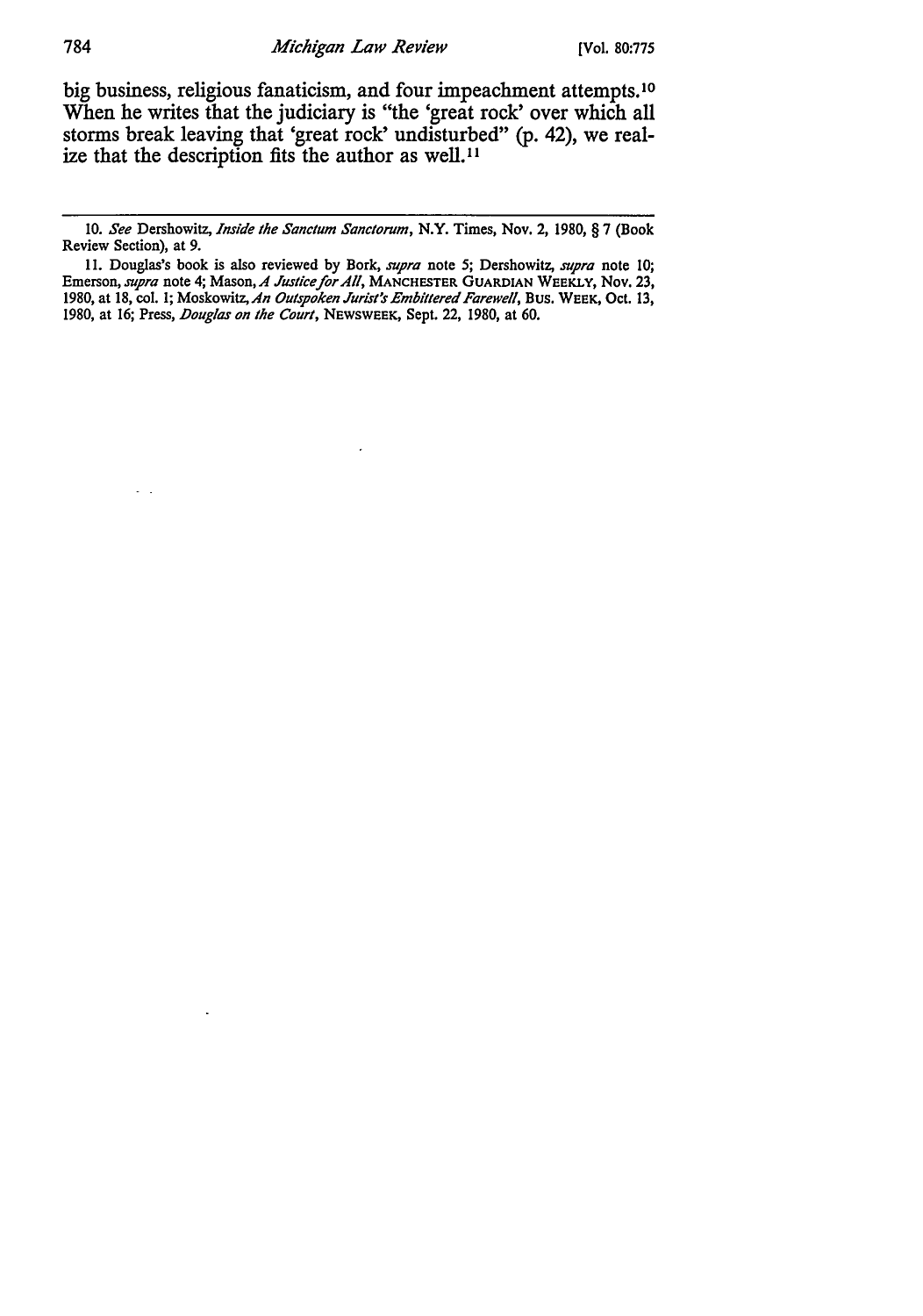big business, religious fanaticism, and four impeachment attempts.[10] When he writes that the judiciary is "the 'great rock' over which all storms break leaving that 'great rock' undisturbed" (p. 42), we realize that the description fits the author as well.[11]

---

10. *See* Dershowitz, *Inside the Sanctum Sanctorum*, N.Y. Times, Nov. 2, 1980, § 7 (Book Review Section), at 9.

11. Douglas's book is also reviewed by Bork, *supra* note 5; Dershowitz, *supra* note 10; Emerson, *supra* note 4; Mason, *A Justice for All*, MANCHESTER GUARDIAN WEEKLY, Nov. 23, 1980, at 18, col. 1; Moskowitz, *An Outspoken Jurist's Embittered Farewell*, BUS. WEEK, Oct. 13, 1980, at 16; Press, *Douglas on the Court*, NEWSWEEK, Sept. 22, 1980, at 60.